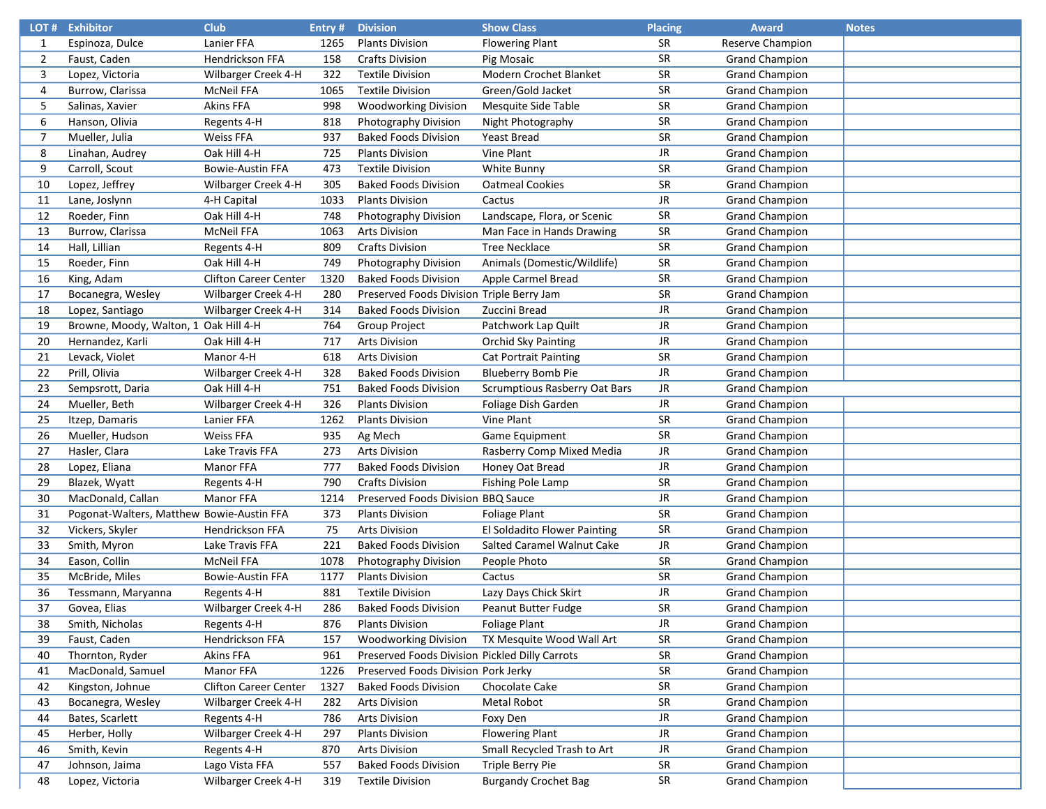| LOT # | Exhibitor | Club | Entry # | Division | Show Class | Placing | Award | Notes |
|---|---|---|---|---|---|---|---|---|
| 1 | Espinoza, Dulce | Lanier FFA | 1265 | Plants Division | Flowering Plant | SR | Reserve Champion | |
| 2 | Faust, Caden | Hendrickson FFA | 158 | Crafts Division | Pig Mosaic | SR | Grand Champion | |
| 3 | Lopez, Victoria | Wilbarger Creek 4-H | 322 | Textile Division | Modern Crochet Blanket | SR | Grand Champion | |
| 4 | Burrow, Clarissa | McNeil FFA | 1065 | Textile Division | Green/Gold Jacket | SR | Grand Champion | |
| 5 | Salinas, Xavier | Akins FFA | 998 | Woodworking Division | Mesquite Side Table | SR | Grand Champion | |
| 6 | Hanson, Olivia | Regents 4-H | 818 | Photography Division | Night Photography | SR | Grand Champion | |
| 7 | Mueller, Julia | Weiss FFA | 937 | Baked Foods Division | Yeast Bread | SR | Grand Champion | |
| 8 | Linahan, Audrey | Oak Hill 4-H | 725 | Plants Division | Vine Plant | JR | Grand Champion | |
| 9 | Carroll, Scout | Bowie-Austin FFA | 473 | Textile Division | White Bunny | SR | Grand Champion | |
| 10 | Lopez, Jeffrey | Wilbarger Creek 4-H | 305 | Baked Foods Division | Oatmeal Cookies | SR | Grand Champion | |
| 11 | Lane, Joslynn | 4-H Capital | 1033 | Plants Division | Cactus | JR | Grand Champion | |
| 12 | Roeder, Finn | Oak Hill 4-H | 748 | Photography Division | Landscape, Flora, or Scenic | SR | Grand Champion | |
| 13 | Burrow, Clarissa | McNeil FFA | 1063 | Arts Division | Man Face in Hands Drawing | SR | Grand Champion | |
| 14 | Hall, Lillian | Regents 4-H | 809 | Crafts Division | Tree Necklace | SR | Grand Champion | |
| 15 | Roeder, Finn | Oak Hill 4-H | 749 | Photography Division | Animals (Domestic/Wildlife) | SR | Grand Champion | |
| 16 | King, Adam | Clifton Career Center | 1320 | Baked Foods Division | Apple Carmel Bread | SR | Grand Champion | |
| 17 | Bocanegra, Wesley | Wilbarger Creek 4-H | 280 | Preserved Foods Division | Triple Berry Jam | SR | Grand Champion | |
| 18 | Lopez, Santiago | Wilbarger Creek 4-H | 314 | Baked Foods Division | Zuccini Bread | JR | Grand Champion | |
| 19 | Browne, Moody, Walton, 1 | Oak Hill 4-H | 764 | Group Project | Patchwork Lap Quilt | JR | Grand Champion | |
| 20 | Hernandez, Karli | Oak Hill 4-H | 717 | Arts Division | Orchid Sky Painting | JR | Grand Champion | |
| 21 | Levack, Violet | Manor 4-H | 618 | Arts Division | Cat Portrait Painting | SR | Grand Champion | |
| 22 | Prill, Olivia | Wilbarger Creek 4-H | 328 | Baked Foods Division | Blueberry Bomb Pie | JR | Grand Champion | |
| 23 | Sempsrott, Daria | Oak Hill 4-H | 751 | Baked Foods Division | Scrumptious Rasberry Oat Bars | JR | Grand Champion | |
| 24 | Mueller, Beth | Wilbarger Creek 4-H | 326 | Plants Division | Foliage Dish Garden | JR | Grand Champion | |
| 25 | Itzep, Damaris | Lanier FFA | 1262 | Plants Division | Vine Plant | SR | Grand Champion | |
| 26 | Mueller, Hudson | Weiss FFA | 935 | Ag Mech | Game Equipment | SR | Grand Champion | |
| 27 | Hasler, Clara | Lake Travis FFA | 273 | Arts Division | Rasberry Comp Mixed Media | JR | Grand Champion | |
| 28 | Lopez, Eliana | Manor FFA | 777 | Baked Foods Division | Honey Oat Bread | JR | Grand Champion | |
| 29 | Blazek, Wyatt | Regents 4-H | 790 | Crafts Division | Fishing Pole Lamp | SR | Grand Champion | |
| 30 | MacDonald, Callan | Manor FFA | 1214 | Preserved Foods Division | BBQ Sauce | JR | Grand Champion | |
| 31 | Pogonat-Walters, Matthew | Bowie-Austin FFA | 373 | Plants Division | Foliage Plant | SR | Grand Champion | |
| 32 | Vickers, Skyler | Hendrickson FFA | 75 | Arts Division | El Soldadito Flower Painting | SR | Grand Champion | |
| 33 | Smith, Myron | Lake Travis FFA | 221 | Baked Foods Division | Salted Caramel Walnut Cake | JR | Grand Champion | |
| 34 | Eason, Collin | McNeil FFA | 1078 | Photography Division | People Photo | SR | Grand Champion | |
| 35 | McBride, Miles | Bowie-Austin FFA | 1177 | Plants Division | Cactus | SR | Grand Champion | |
| 36 | Tessmann, Maryanna | Regents 4-H | 881 | Textile Division | Lazy Days Chick Skirt | JR | Grand Champion | |
| 37 | Govea, Elias | Wilbarger Creek 4-H | 286 | Baked Foods Division | Peanut Butter Fudge | SR | Grand Champion | |
| 38 | Smith, Nicholas | Regents 4-H | 876 | Plants Division | Foliage Plant | JR | Grand Champion | |
| 39 | Faust, Caden | Hendrickson FFA | 157 | Woodworking Division | TX Mesquite Wood Wall Art | SR | Grand Champion | |
| 40 | Thornton, Ryder | Akins FFA | 961 | Preserved Foods Division | Pickled Dilly Carrots | SR | Grand Champion | |
| 41 | MacDonald, Samuel | Manor FFA | 1226 | Preserved Foods Division | Pork Jerky | SR | Grand Champion | |
| 42 | Kingston, Johnue | Clifton Career Center | 1327 | Baked Foods Division | Chocolate Cake | SR | Grand Champion | |
| 43 | Bocanegra, Wesley | Wilbarger Creek 4-H | 282 | Arts Division | Metal Robot | SR | Grand Champion | |
| 44 | Bates, Scarlett | Regents 4-H | 786 | Arts Division | Foxy Den | JR | Grand Champion | |
| 45 | Herber, Holly | Wilbarger Creek 4-H | 297 | Plants Division | Flowering Plant | JR | Grand Champion | |
| 46 | Smith, Kevin | Regents 4-H | 870 | Arts Division | Small Recycled Trash to Art | JR | Grand Champion | |
| 47 | Johnson, Jaima | Lago Vista FFA | 557 | Baked Foods Division | Triple Berry Pie | SR | Grand Champion | |
| 48 | Lopez, Victoria | Wilbarger Creek 4-H | 319 | Textile Division | Burgandy Crochet Bag | SR | Grand Champion | |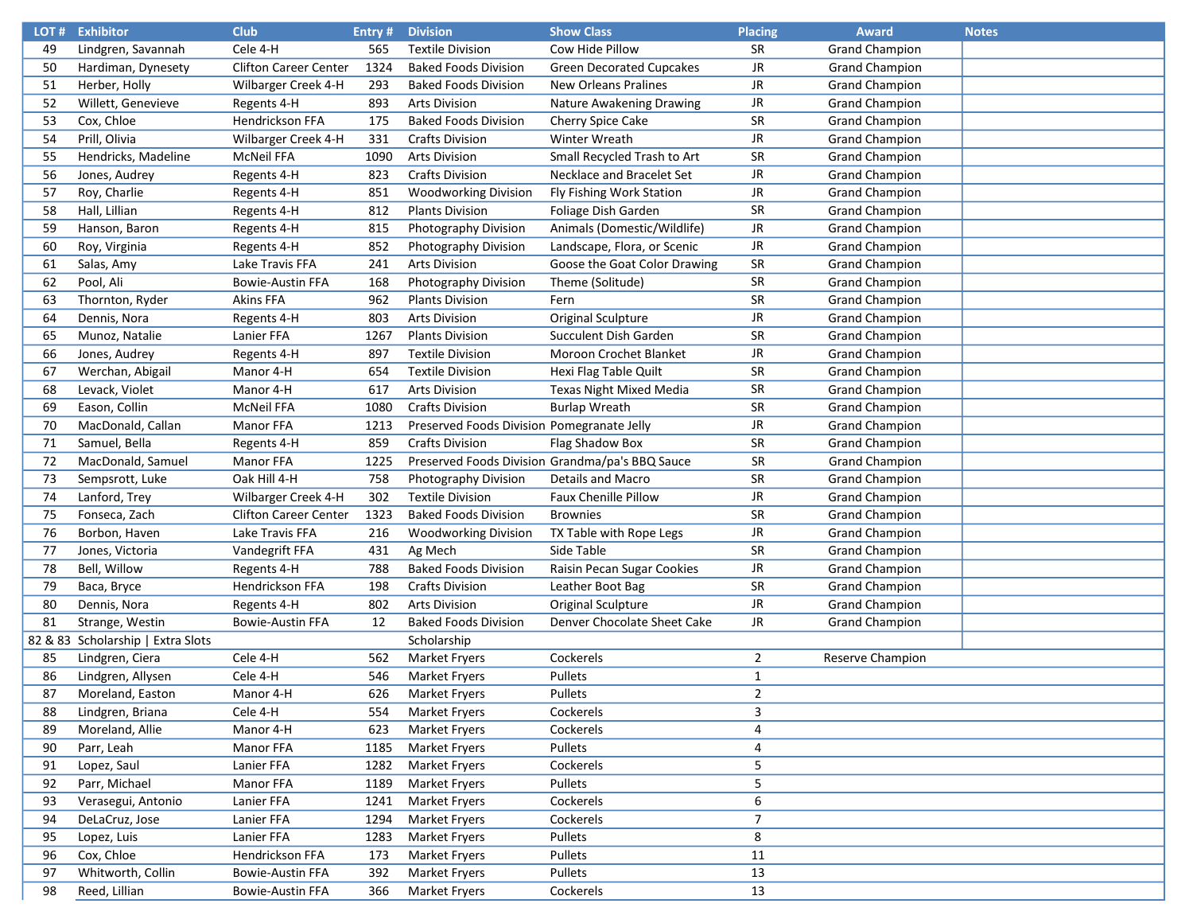| LOT # | Exhibitor | Club | Entry # | Division | Show Class | Placing | Award | Notes |
|---|---|---|---|---|---|---|---|---|
| 49 | Lindgren, Savannah | Cele 4-H | 565 | Textile Division | Cow Hide Pillow | SR | Grand Champion | |
| 50 | Hardiman, Dynesety | Clifton Career Center | 1324 | Baked Foods Division | Green Decorated Cupcakes | JR | Grand Champion | |
| 51 | Herber, Holly | Wilbarger Creek 4-H | 293 | Baked Foods Division | New Orleans Pralines | JR | Grand Champion | |
| 52 | Willett, Genevieve | Regents 4-H | 893 | Arts Division | Nature Awakening Drawing | JR | Grand Champion | |
| 53 | Cox, Chloe | Hendrickson FFA | 175 | Baked Foods Division | Cherry Spice Cake | SR | Grand Champion | |
| 54 | Prill, Olivia | Wilbarger Creek 4-H | 331 | Crafts Division | Winter Wreath | JR | Grand Champion | |
| 55 | Hendricks, Madeline | McNeil FFA | 1090 | Arts Division | Small Recycled Trash to Art | SR | Grand Champion | |
| 56 | Jones, Audrey | Regents 4-H | 823 | Crafts Division | Necklace and Bracelet Set | JR | Grand Champion | |
| 57 | Roy, Charlie | Regents 4-H | 851 | Woodworking Division | Fly Fishing Work Station | JR | Grand Champion | |
| 58 | Hall, Lillian | Regents 4-H | 812 | Plants Division | Foliage Dish Garden | SR | Grand Champion | |
| 59 | Hanson, Baron | Regents 4-H | 815 | Photography Division | Animals (Domestic/Wildlife) | JR | Grand Champion | |
| 60 | Roy, Virginia | Regents 4-H | 852 | Photography Division | Landscape, Flora, or Scenic | JR | Grand Champion | |
| 61 | Salas, Amy | Lake Travis FFA | 241 | Arts Division | Goose the Goat Color Drawing | SR | Grand Champion | |
| 62 | Pool, Ali | Bowie-Austin FFA | 168 | Photography Division | Theme (Solitude) | SR | Grand Champion | |
| 63 | Thornton, Ryder | Akins FFA | 962 | Plants Division | Fern | SR | Grand Champion | |
| 64 | Dennis, Nora | Regents 4-H | 803 | Arts Division | Original Sculpture | JR | Grand Champion | |
| 65 | Munoz, Natalie | Lanier FFA | 1267 | Plants Division | Succulent Dish Garden | SR | Grand Champion | |
| 66 | Jones, Audrey | Regents 4-H | 897 | Textile Division | Moroon Crochet Blanket | JR | Grand Champion | |
| 67 | Werchan, Abigail | Manor 4-H | 654 | Textile Division | Hexi Flag Table Quilt | SR | Grand Champion | |
| 68 | Levack, Violet | Manor 4-H | 617 | Arts Division | Texas Night Mixed Media | SR | Grand Champion | |
| 69 | Eason, Collin | McNeil FFA | 1080 | Crafts Division | Burlap Wreath | SR | Grand Champion | |
| 70 | MacDonald, Callan | Manor FFA | 1213 | Preserved Foods Division | Pomegranate Jelly | JR | Grand Champion | |
| 71 | Samuel, Bella | Regents 4-H | 859 | Crafts Division | Flag Shadow Box | SR | Grand Champion | |
| 72 | MacDonald, Samuel | Manor FFA | 1225 | Preserved Foods Division | Grandma/pa's BBQ Sauce | SR | Grand Champion | |
| 73 | Sempsrott, Luke | Oak Hill 4-H | 758 | Photography Division | Details and Macro | SR | Grand Champion | |
| 74 | Lanford, Trey | Wilbarger Creek 4-H | 302 | Textile Division | Faux Chenille Pillow | JR | Grand Champion | |
| 75 | Fonseca, Zach | Clifton Career Center | 1323 | Baked Foods Division | Brownies | SR | Grand Champion | |
| 76 | Borbon, Haven | Lake Travis FFA | 216 | Woodworking Division | TX Table with Rope Legs | JR | Grand Champion | |
| 77 | Jones, Victoria | Vandegrift FFA | 431 | Ag Mech | Side Table | SR | Grand Champion | |
| 78 | Bell, Willow | Regents 4-H | 788 | Baked Foods Division | Raisin Pecan Sugar Cookies | JR | Grand Champion | |
| 79 | Baca, Bryce | Hendrickson FFA | 198 | Crafts Division | Leather Boot Bag | SR | Grand Champion | |
| 80 | Dennis, Nora | Regents 4-H | 802 | Arts Division | Original Sculpture | JR | Grand Champion | |
| 81 | Strange, Westin | Bowie-Austin FFA | 12 | Baked Foods Division | Denver Chocolate Sheet Cake | JR | Grand Champion | |
| 82 & 83 | Scholarship \| Extra Slots | | | Scholarship | | | | |
| 85 | Lindgren, Ciera | Cele 4-H | 562 | Market Fryers | Cockerels | 2 | Reserve Champion | |
| 86 | Lindgren, Allysen | Cele 4-H | 546 | Market Fryers | Pullets | 1 | | |
| 87 | Moreland, Easton | Manor 4-H | 626 | Market Fryers | Pullets | 2 | | |
| 88 | Lindgren, Briana | Cele 4-H | 554 | Market Fryers | Cockerels | 3 | | |
| 89 | Moreland, Allie | Manor 4-H | 623 | Market Fryers | Cockerels | 4 | | |
| 90 | Parr, Leah | Manor FFA | 1185 | Market Fryers | Pullets | 4 | | |
| 91 | Lopez, Saul | Lanier FFA | 1282 | Market Fryers | Cockerels | 5 | | |
| 92 | Parr, Michael | Manor FFA | 1189 | Market Fryers | Pullets | 5 | | |
| 93 | Verasegui, Antonio | Lanier FFA | 1241 | Market Fryers | Cockerels | 6 | | |
| 94 | DeLaCruz, Jose | Lanier FFA | 1294 | Market Fryers | Cockerels | 7 | | |
| 95 | Lopez, Luis | Lanier FFA | 1283 | Market Fryers | Pullets | 8 | | |
| 96 | Cox, Chloe | Hendrickson FFA | 173 | Market Fryers | Pullets | 11 | | |
| 97 | Whitworth, Collin | Bowie-Austin FFA | 392 | Market Fryers | Pullets | 13 | | |
| 98 | Reed, Lillian | Bowie-Austin FFA | 366 | Market Fryers | Cockerels | 13 | | |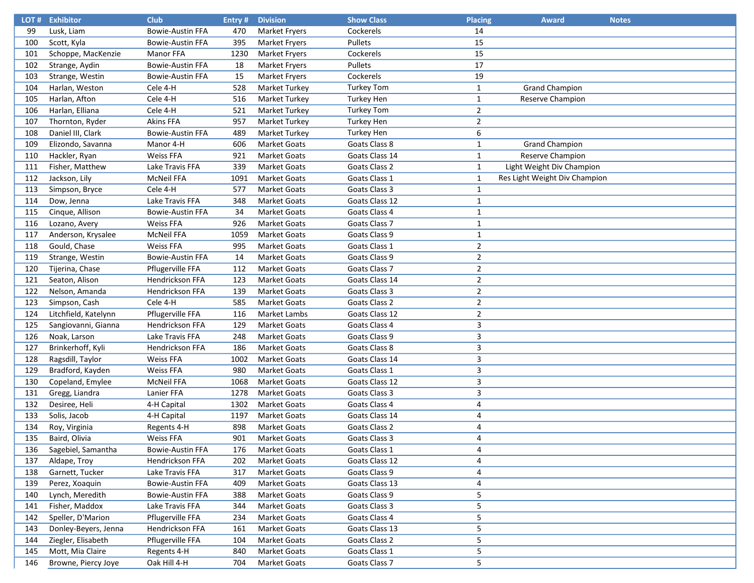| LOT # | Exhibitor | Club | Entry # | Division | Show Class | Placing | Award | Notes |
|---|---|---|---|---|---|---|---|---|
| 99 | Lusk, Liam | Bowie-Austin FFA | 470 | Market Fryers | Cockerels | 14 | | |
| 100 | Scott, Kyla | Bowie-Austin FFA | 395 | Market Fryers | Pullets | 15 | | |
| 101 | Schoppe, MacKenzie | Manor FFA | 1230 | Market Fryers | Cockerels | 15 | | |
| 102 | Strange, Aydin | Bowie-Austin FFA | 18 | Market Fryers | Pullets | 17 | | |
| 103 | Strange, Westin | Bowie-Austin FFA | 15 | Market Fryers | Cockerels | 19 | | |
| 104 | Harlan, Weston | Cele 4-H | 528 | Market Turkey | Turkey Tom | 1 | Grand Champion | |
| 105 | Harlan, Afton | Cele 4-H | 516 | Market Turkey | Turkey Hen | 1 | Reserve Champion | |
| 106 | Harlan, Elliana | Cele 4-H | 521 | Market Turkey | Turkey Tom | 2 | | |
| 107 | Thornton, Ryder | Akins FFA | 957 | Market Turkey | Turkey Hen | 2 | | |
| 108 | Daniel III, Clark | Bowie-Austin FFA | 489 | Market Turkey | Turkey Hen | 6 | | |
| 109 | Elizondo, Savanna | Manor 4-H | 606 | Market Goats | Goats Class 8 | 1 | Grand Champion | |
| 110 | Hackler, Ryan | Weiss FFA | 921 | Market Goats | Goats Class 14 | 1 | Reserve Champion | |
| 111 | Fisher, Matthew | Lake Travis FFA | 339 | Market Goats | Goats Class 2 | 1 | Light Weight Div Champion | |
| 112 | Jackson, Lily | McNeil FFA | 1091 | Market Goats | Goats Class 1 | 1 | Res Light Weight Div Champion | |
| 113 | Simpson, Bryce | Cele 4-H | 577 | Market Goats | Goats Class 3 | 1 | | |
| 114 | Dow, Jenna | Lake Travis FFA | 348 | Market Goats | Goats Class 12 | 1 | | |
| 115 | Cinque, Allison | Bowie-Austin FFA | 34 | Market Goats | Goats Class 4 | 1 | | |
| 116 | Lozano, Avery | Weiss FFA | 926 | Market Goats | Goats Class 7 | 1 | | |
| 117 | Anderson, Krysalee | McNeil FFA | 1059 | Market Goats | Goats Class 9 | 1 | | |
| 118 | Gould, Chase | Weiss FFA | 995 | Market Goats | Goats Class 1 | 2 | | |
| 119 | Strange, Westin | Bowie-Austin FFA | 14 | Market Goats | Goats Class 9 | 2 | | |
| 120 | Tijerina, Chase | Pflugerville FFA | 112 | Market Goats | Goats Class 7 | 2 | | |
| 121 | Seaton, Alison | Hendrickson FFA | 123 | Market Goats | Goats Class 14 | 2 | | |
| 122 | Nelson, Amanda | Hendrickson FFA | 139 | Market Goats | Goats Class 3 | 2 | | |
| 123 | Simpson, Cash | Cele 4-H | 585 | Market Goats | Goats Class 2 | 2 | | |
| 124 | Litchfield, Katelynn | Pflugerville FFA | 116 | Market Lambs | Goats Class 12 | 2 | | |
| 125 | Sangiovanni, Gianna | Hendrickson FFA | 129 | Market Goats | Goats Class 4 | 3 | | |
| 126 | Noak, Larson | Lake Travis FFA | 248 | Market Goats | Goats Class 9 | 3 | | |
| 127 | Brinkerhoff, Kyli | Hendrickson FFA | 186 | Market Goats | Goats Class 8 | 3 | | |
| 128 | Ragsdill, Taylor | Weiss FFA | 1002 | Market Goats | Goats Class 14 | 3 | | |
| 129 | Bradford, Kayden | Weiss FFA | 980 | Market Goats | Goats Class 1 | 3 | | |
| 130 | Copeland, Emylee | McNeil FFA | 1068 | Market Goats | Goats Class 12 | 3 | | |
| 131 | Gregg, Liandra | Lanier FFA | 1278 | Market Goats | Goats Class 3 | 3 | | |
| 132 | Desiree, Heli | 4-H Capital | 1302 | Market Goats | Goats Class 4 | 4 | | |
| 133 | Solis, Jacob | 4-H Capital | 1197 | Market Goats | Goats Class 14 | 4 | | |
| 134 | Roy, Virginia | Regents 4-H | 898 | Market Goats | Goats Class 2 | 4 | | |
| 135 | Baird, Olivia | Weiss FFA | 901 | Market Goats | Goats Class 3 | 4 | | |
| 136 | Sagebiel, Samantha | Bowie-Austin FFA | 176 | Market Goats | Goats Class 1 | 4 | | |
| 137 | Aldape, Troy | Hendrickson FFA | 202 | Market Goats | Goats Class 12 | 4 | | |
| 138 | Garnett, Tucker | Lake Travis FFA | 317 | Market Goats | Goats Class 9 | 4 | | |
| 139 | Perez, Xoaquin | Bowie-Austin FFA | 409 | Market Goats | Goats Class 13 | 4 | | |
| 140 | Lynch, Meredith | Bowie-Austin FFA | 388 | Market Goats | Goats Class 9 | 5 | | |
| 141 | Fisher, Maddox | Lake Travis FFA | 344 | Market Goats | Goats Class 3 | 5 | | |
| 142 | Speller, D'Marion | Pflugerville FFA | 234 | Market Goats | Goats Class 4 | 5 | | |
| 143 | Donley-Beyers, Jenna | Hendrickson FFA | 161 | Market Goats | Goats Class 13 | 5 | | |
| 144 | Ziegler, Elisabeth | Pflugerville FFA | 104 | Market Goats | Goats Class 2 | 5 | | |
| 145 | Mott, Mia Claire | Regents 4-H | 840 | Market Goats | Goats Class 1 | 5 | | |
| 146 | Browne, Piercy Joye | Oak Hill 4-H | 704 | Market Goats | Goats Class 7 | 5 | | |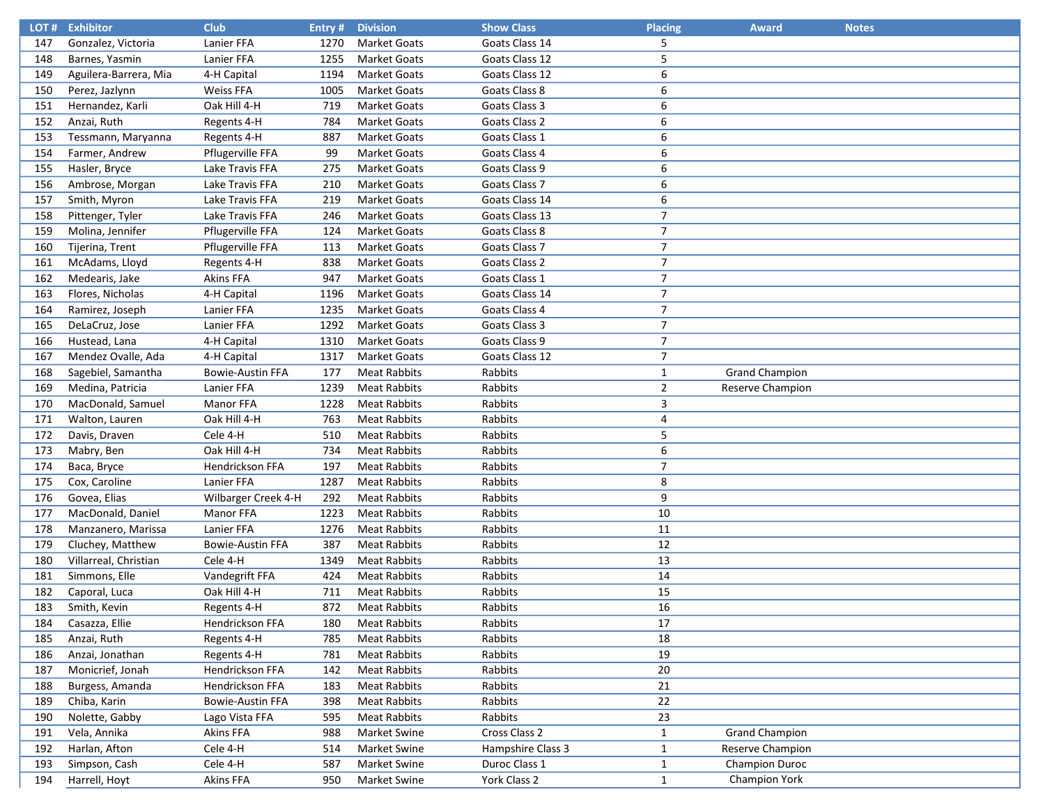| LOT # | Exhibitor | Club | Entry # | Division | Show Class | Placing | Award | Notes |
|---|---|---|---|---|---|---|---|---|
| 147 | Gonzalez, Victoria | Lanier FFA | 1270 | Market Goats | Goats Class 14 | 5 | | |
| 148 | Barnes, Yasmin | Lanier FFA | 1255 | Market Goats | Goats Class 12 | 5 | | |
| 149 | Aguilera-Barrera, Mia | 4-H Capital | 1194 | Market Goats | Goats Class 12 | 6 | | |
| 150 | Perez, Jazlynn | Weiss FFA | 1005 | Market Goats | Goats Class 8 | 6 | | |
| 151 | Hernandez, Karli | Oak Hill 4-H | 719 | Market Goats | Goats Class 3 | 6 | | |
| 152 | Anzai, Ruth | Regents 4-H | 784 | Market Goats | Goats Class 2 | 6 | | |
| 153 | Tessmann, Maryanna | Regents 4-H | 887 | Market Goats | Goats Class 1 | 6 | | |
| 154 | Farmer, Andrew | Pflugerville FFA | 99 | Market Goats | Goats Class 4 | 6 | | |
| 155 | Hasler, Bryce | Lake Travis FFA | 275 | Market Goats | Goats Class 9 | 6 | | |
| 156 | Ambrose, Morgan | Lake Travis FFA | 210 | Market Goats | Goats Class 7 | 6 | | |
| 157 | Smith, Myron | Lake Travis FFA | 219 | Market Goats | Goats Class 14 | 6 | | |
| 158 | Pittenger, Tyler | Lake Travis FFA | 246 | Market Goats | Goats Class 13 | 7 | | |
| 159 | Molina, Jennifer | Pflugerville FFA | 124 | Market Goats | Goats Class 8 | 7 | | |
| 160 | Tijerina, Trent | Pflugerville FFA | 113 | Market Goats | Goats Class 7 | 7 | | |
| 161 | McAdams, Lloyd | Regents 4-H | 838 | Market Goats | Goats Class 2 | 7 | | |
| 162 | Medearis, Jake | Akins FFA | 947 | Market Goats | Goats Class 1 | 7 | | |
| 163 | Flores, Nicholas | 4-H Capital | 1196 | Market Goats | Goats Class 14 | 7 | | |
| 164 | Ramirez, Joseph | Lanier FFA | 1235 | Market Goats | Goats Class 4 | 7 | | |
| 165 | DeLaCruz, Jose | Lanier FFA | 1292 | Market Goats | Goats Class 3 | 7 | | |
| 166 | Hustead, Lana | 4-H Capital | 1310 | Market Goats | Goats Class 9 | 7 | | |
| 167 | Mendez Ovalle, Ada | 4-H Capital | 1317 | Market Goats | Goats Class 12 | 7 | | |
| 168 | Sagebiel, Samantha | Bowie-Austin FFA | 177 | Meat Rabbits | Rabbits | 1 | Grand Champion | |
| 169 | Medina, Patricia | Lanier FFA | 1239 | Meat Rabbits | Rabbits | 2 | Reserve Champion | |
| 170 | MacDonald, Samuel | Manor FFA | 1228 | Meat Rabbits | Rabbits | 3 | | |
| 171 | Walton, Lauren | Oak Hill 4-H | 763 | Meat Rabbits | Rabbits | 4 | | |
| 172 | Davis, Draven | Cele 4-H | 510 | Meat Rabbits | Rabbits | 5 | | |
| 173 | Mabry, Ben | Oak Hill 4-H | 734 | Meat Rabbits | Rabbits | 6 | | |
| 174 | Baca, Bryce | Hendrickson FFA | 197 | Meat Rabbits | Rabbits | 7 | | |
| 175 | Cox, Caroline | Lanier FFA | 1287 | Meat Rabbits | Rabbits | 8 | | |
| 176 | Govea, Elias | Wilbarger Creek 4-H | 292 | Meat Rabbits | Rabbits | 9 | | |
| 177 | MacDonald, Daniel | Manor FFA | 1223 | Meat Rabbits | Rabbits | 10 | | |
| 178 | Manzanero, Marissa | Lanier FFA | 1276 | Meat Rabbits | Rabbits | 11 | | |
| 179 | Cluchey, Matthew | Bowie-Austin FFA | 387 | Meat Rabbits | Rabbits | 12 | | |
| 180 | Villarreal, Christian | Cele 4-H | 1349 | Meat Rabbits | Rabbits | 13 | | |
| 181 | Simmons, Elle | Vandegrift FFA | 424 | Meat Rabbits | Rabbits | 14 | | |
| 182 | Caporal, Luca | Oak Hill 4-H | 711 | Meat Rabbits | Rabbits | 15 | | |
| 183 | Smith, Kevin | Regents 4-H | 872 | Meat Rabbits | Rabbits | 16 | | |
| 184 | Casazza, Ellie | Hendrickson FFA | 180 | Meat Rabbits | Rabbits | 17 | | |
| 185 | Anzai, Ruth | Regents 4-H | 785 | Meat Rabbits | Rabbits | 18 | | |
| 186 | Anzai, Jonathan | Regents 4-H | 781 | Meat Rabbits | Rabbits | 19 | | |
| 187 | Monicrief, Jonah | Hendrickson FFA | 142 | Meat Rabbits | Rabbits | 20 | | |
| 188 | Burgess, Amanda | Hendrickson FFA | 183 | Meat Rabbits | Rabbits | 21 | | |
| 189 | Chiba, Karin | Bowie-Austin FFA | 398 | Meat Rabbits | Rabbits | 22 | | |
| 190 | Nolette, Gabby | Lago Vista FFA | 595 | Meat Rabbits | Rabbits | 23 | | |
| 191 | Vela, Annika | Akins FFA | 988 | Market Swine | Cross Class 2 | 1 | Grand Champion | |
| 192 | Harlan, Afton | Cele 4-H | 514 | Market Swine | Hampshire Class 3 | 1 | Reserve Champion | |
| 193 | Simpson, Cash | Cele 4-H | 587 | Market Swine | Duroc Class 1 | 1 | Champion Duroc | |
| 194 | Harrell, Hoyt | Akins FFA | 950 | Market Swine | York Class 2 | 1 | Champion York | |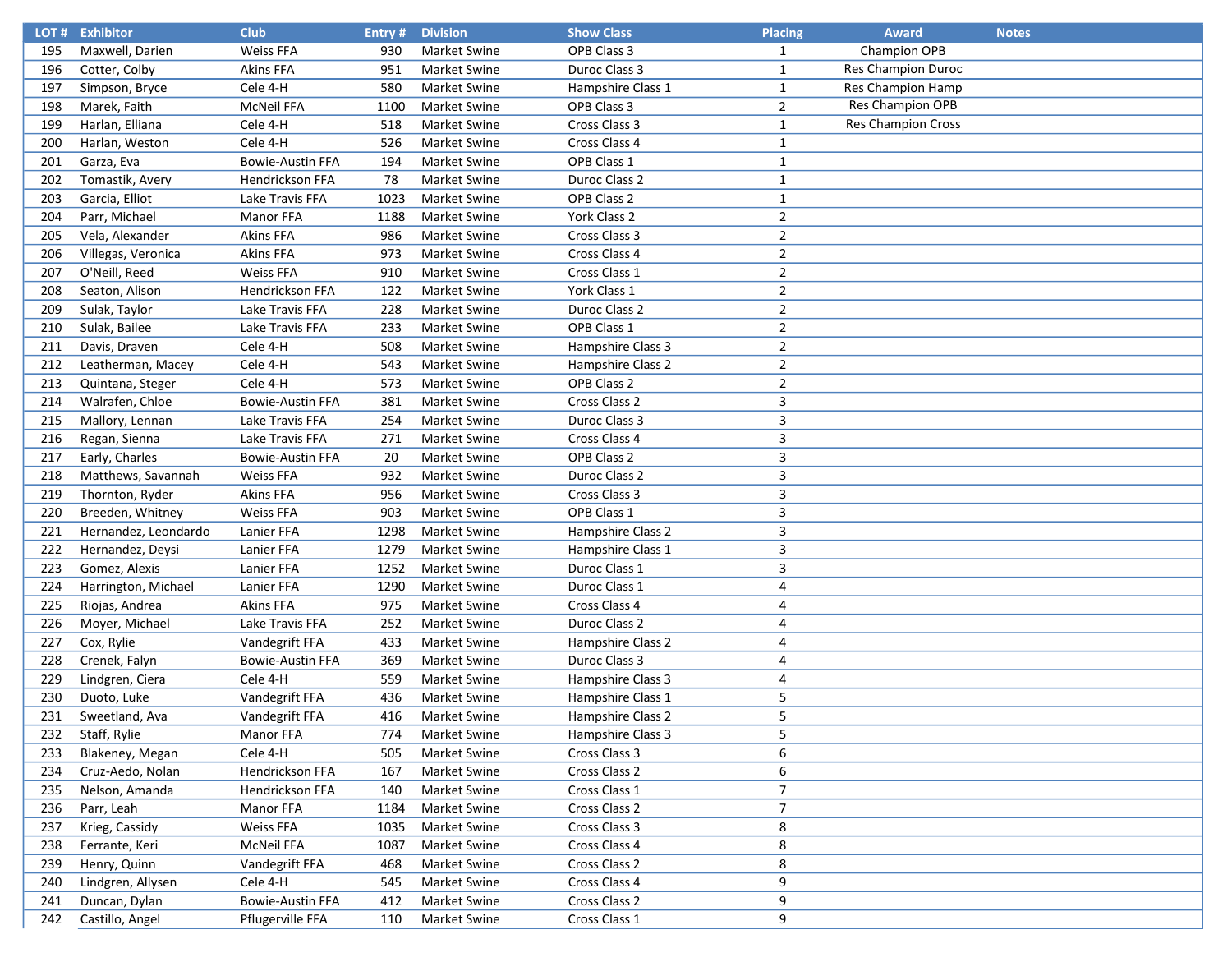| LOT # | Exhibitor | Club | Entry # | Division | Show Class | Placing | Award | Notes |
|---|---|---|---|---|---|---|---|---|
| 195 | Maxwell, Darien | Weiss FFA | 930 | Market Swine | OPB Class 3 | 1 | Champion OPB | |
| 196 | Cotter, Colby | Akins FFA | 951 | Market Swine | Duroc Class 3 | 1 | Res Champion Duroc | |
| 197 | Simpson, Bryce | Cele 4-H | 580 | Market Swine | Hampshire Class 1 | 1 | Res Champion Hamp | |
| 198 | Marek, Faith | McNeil FFA | 1100 | Market Swine | OPB Class 3 | 2 | Res Champion OPB | |
| 199 | Harlan, Elliana | Cele 4-H | 518 | Market Swine | Cross Class 3 | 1 | Res Champion Cross | |
| 200 | Harlan, Weston | Cele 4-H | 526 | Market Swine | Cross Class 4 | 1 | | |
| 201 | Garza, Eva | Bowie-Austin FFA | 194 | Market Swine | OPB Class 1 | 1 | | |
| 202 | Tomastik, Avery | Hendrickson FFA | 78 | Market Swine | Duroc Class 2 | 1 | | |
| 203 | Garcia, Elliot | Lake Travis FFA | 1023 | Market Swine | OPB Class 2 | 1 | | |
| 204 | Parr, Michael | Manor FFA | 1188 | Market Swine | York Class 2 | 2 | | |
| 205 | Vela, Alexander | Akins FFA | 986 | Market Swine | Cross Class 3 | 2 | | |
| 206 | Villegas, Veronica | Akins FFA | 973 | Market Swine | Cross Class 4 | 2 | | |
| 207 | O'Neill, Reed | Weiss FFA | 910 | Market Swine | Cross Class 1 | 2 | | |
| 208 | Seaton, Alison | Hendrickson FFA | 122 | Market Swine | York Class 1 | 2 | | |
| 209 | Sulak, Taylor | Lake Travis FFA | 228 | Market Swine | Duroc Class 2 | 2 | | |
| 210 | Sulak, Bailee | Lake Travis FFA | 233 | Market Swine | OPB Class 1 | 2 | | |
| 211 | Davis, Draven | Cele 4-H | 508 | Market Swine | Hampshire Class 3 | 2 | | |
| 212 | Leatherman, Macey | Cele 4-H | 543 | Market Swine | Hampshire Class 2 | 2 | | |
| 213 | Quintana, Steger | Cele 4-H | 573 | Market Swine | OPB Class 2 | 2 | | |
| 214 | Walrafen, Chloe | Bowie-Austin FFA | 381 | Market Swine | Cross Class 2 | 3 | | |
| 215 | Mallory, Lennan | Lake Travis FFA | 254 | Market Swine | Duroc Class 3 | 3 | | |
| 216 | Regan, Sienna | Lake Travis FFA | 271 | Market Swine | Cross Class 4 | 3 | | |
| 217 | Early, Charles | Bowie-Austin FFA | 20 | Market Swine | OPB Class 2 | 3 | | |
| 218 | Matthews, Savannah | Weiss FFA | 932 | Market Swine | Duroc Class 2 | 3 | | |
| 219 | Thornton, Ryder | Akins FFA | 956 | Market Swine | Cross Class 3 | 3 | | |
| 220 | Breeden, Whitney | Weiss FFA | 903 | Market Swine | OPB Class 1 | 3 | | |
| 221 | Hernandez, Leondardo | Lanier FFA | 1298 | Market Swine | Hampshire Class 2 | 3 | | |
| 222 | Hernandez, Deysi | Lanier FFA | 1279 | Market Swine | Hampshire Class 1 | 3 | | |
| 223 | Gomez, Alexis | Lanier FFA | 1252 | Market Swine | Duroc Class 1 | 3 | | |
| 224 | Harrington, Michael | Lanier FFA | 1290 | Market Swine | Duroc Class 1 | 4 | | |
| 225 | Riojas, Andrea | Akins FFA | 975 | Market Swine | Cross Class 4 | 4 | | |
| 226 | Moyer, Michael | Lake Travis FFA | 252 | Market Swine | Duroc Class 2 | 4 | | |
| 227 | Cox, Rylie | Vandegrift FFA | 433 | Market Swine | Hampshire Class 2 | 4 | | |
| 228 | Crenek, Falyn | Bowie-Austin FFA | 369 | Market Swine | Duroc Class 3 | 4 | | |
| 229 | Lindgren, Ciera | Cele 4-H | 559 | Market Swine | Hampshire Class 3 | 4 | | |
| 230 | Duoto, Luke | Vandegrift FFA | 436 | Market Swine | Hampshire Class 1 | 5 | | |
| 231 | Sweetland, Ava | Vandegrift FFA | 416 | Market Swine | Hampshire Class 2 | 5 | | |
| 232 | Staff, Rylie | Manor FFA | 774 | Market Swine | Hampshire Class 3 | 5 | | |
| 233 | Blakeney, Megan | Cele 4-H | 505 | Market Swine | Cross Class 3 | 6 | | |
| 234 | Cruz-Aedo, Nolan | Hendrickson FFA | 167 | Market Swine | Cross Class 2 | 6 | | |
| 235 | Nelson, Amanda | Hendrickson FFA | 140 | Market Swine | Cross Class 1 | 7 | | |
| 236 | Parr, Leah | Manor FFA | 1184 | Market Swine | Cross Class 2 | 7 | | |
| 237 | Krieg, Cassidy | Weiss FFA | 1035 | Market Swine | Cross Class 3 | 8 | | |
| 238 | Ferrante, Keri | McNeil FFA | 1087 | Market Swine | Cross Class 4 | 8 | | |
| 239 | Henry, Quinn | Vandegrift FFA | 468 | Market Swine | Cross Class 2 | 8 | | |
| 240 | Lindgren, Allysen | Cele 4-H | 545 | Market Swine | Cross Class 4 | 9 | | |
| 241 | Duncan, Dylan | Bowie-Austin FFA | 412 | Market Swine | Cross Class 2 | 9 | | |
| 242 | Castillo, Angel | Pflugerville FFA | 110 | Market Swine | Cross Class 1 | 9 | | |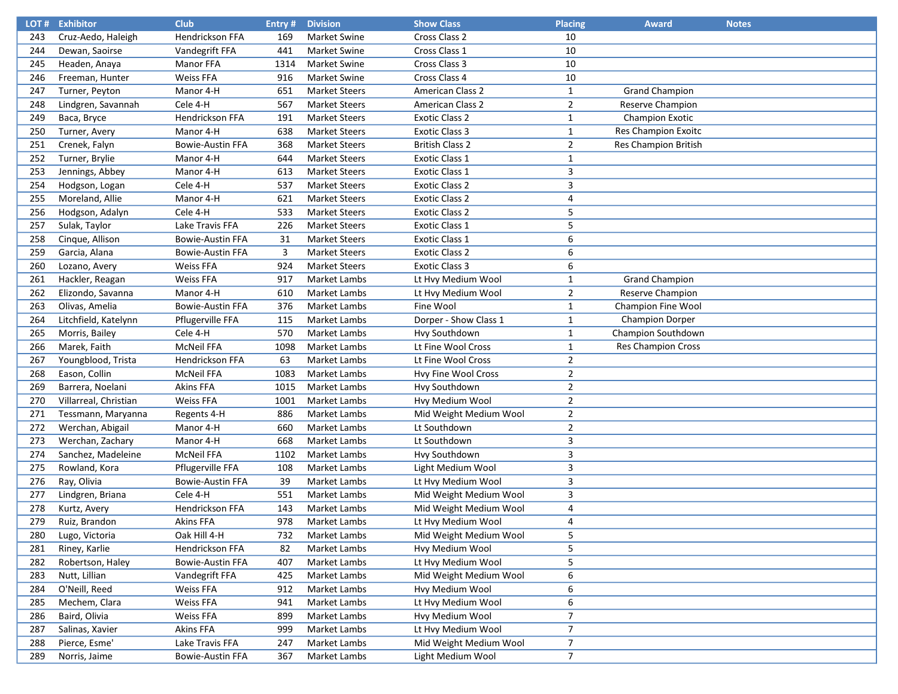| LOT # | Exhibitor | Club | Entry # | Division | Show Class | Placing | Award | Notes |
|---|---|---|---|---|---|---|---|---|
| 243 | Cruz-Aedo, Haleigh | Hendrickson FFA | 169 | Market Swine | Cross Class 2 | 10 | | |
| 244 | Dewan, Saoirse | Vandegrift FFA | 441 | Market Swine | Cross Class 1 | 10 | | |
| 245 | Headen, Anaya | Manor FFA | 1314 | Market Swine | Cross Class 3 | 10 | | |
| 246 | Freeman, Hunter | Weiss FFA | 916 | Market Swine | Cross Class 4 | 10 | | |
| 247 | Turner, Peyton | Manor 4-H | 651 | Market Steers | American Class 2 | 1 | Grand Champion | |
| 248 | Lindgren, Savannah | Cele 4-H | 567 | Market Steers | American Class 2 | 2 | Reserve Champion | |
| 249 | Baca, Bryce | Hendrickson FFA | 191 | Market Steers | Exotic Class 2 | 1 | Champion Exotic | |
| 250 | Turner, Avery | Manor 4-H | 638 | Market Steers | Exotic Class 3 | 1 | Res Champion Exoitc | |
| 251 | Crenek, Falyn | Bowie-Austin FFA | 368 | Market Steers | British Class 2 | 2 | Res Champion British | |
| 252 | Turner, Brylie | Manor 4-H | 644 | Market Steers | Exotic Class 1 | 1 | | |
| 253 | Jennings, Abbey | Manor 4-H | 613 | Market Steers | Exotic Class 1 | 3 | | |
| 254 | Hodgson, Logan | Cele 4-H | 537 | Market Steers | Exotic Class 2 | 3 | | |
| 255 | Moreland, Allie | Manor 4-H | 621 | Market Steers | Exotic Class 2 | 4 | | |
| 256 | Hodgson, Adalyn | Cele 4-H | 533 | Market Steers | Exotic Class 2 | 5 | | |
| 257 | Sulak, Taylor | Lake Travis FFA | 226 | Market Steers | Exotic Class 1 | 5 | | |
| 258 | Cinque, Allison | Bowie-Austin FFA | 31 | Market Steers | Exotic Class 1 | 6 | | |
| 259 | Garcia, Alana | Bowie-Austin FFA | 3 | Market Steers | Exotic Class 2 | 6 | | |
| 260 | Lozano, Avery | Weiss FFA | 924 | Market Steers | Exotic Class 3 | 6 | | |
| 261 | Hackler, Reagan | Weiss FFA | 917 | Market Lambs | Lt Hvy Medium Wool | 1 | Grand Champion | |
| 262 | Elizondo, Savanna | Manor 4-H | 610 | Market Lambs | Lt Hvy Medium Wool | 2 | Reserve Champion | |
| 263 | Olivas, Amelia | Bowie-Austin FFA | 376 | Market Lambs | Fine Wool | 1 | Champion Fine Wool | |
| 264 | Litchfield, Katelynn | Pflugerville FFA | 115 | Market Lambs | Dorper - Show Class 1 | 1 | Champion Dorper | |
| 265 | Morris, Bailey | Cele 4-H | 570 | Market Lambs | Hvy Southdown | 1 | Champion Southdown | |
| 266 | Marek, Faith | McNeil FFA | 1098 | Market Lambs | Lt Fine Wool Cross | 1 | Res Champion Cross | |
| 267 | Youngblood, Trista | Hendrickson FFA | 63 | Market Lambs | Lt Fine Wool Cross | 2 | | |
| 268 | Eason, Collin | McNeil FFA | 1083 | Market Lambs | Hvy Fine Wool Cross | 2 | | |
| 269 | Barrera, Noelani | Akins FFA | 1015 | Market Lambs | Hvy Southdown | 2 | | |
| 270 | Villarreal, Christian | Weiss FFA | 1001 | Market Lambs | Hvy Medium Wool | 2 | | |
| 271 | Tessmann, Maryanna | Regents 4-H | 886 | Market Lambs | Mid Weight Medium Wool | 2 | | |
| 272 | Werchan, Abigail | Manor 4-H | 660 | Market Lambs | Lt Southdown | 2 | | |
| 273 | Werchan, Zachary | Manor 4-H | 668 | Market Lambs | Lt Southdown | 3 | | |
| 274 | Sanchez, Madeleine | McNeil FFA | 1102 | Market Lambs | Hvy Southdown | 3 | | |
| 275 | Rowland, Kora | Pflugerville FFA | 108 | Market Lambs | Light Medium Wool | 3 | | |
| 276 | Ray, Olivia | Bowie-Austin FFA | 39 | Market Lambs | Lt Hvy Medium Wool | 3 | | |
| 277 | Lindgren, Briana | Cele 4-H | 551 | Market Lambs | Mid Weight Medium Wool | 3 | | |
| 278 | Kurtz, Avery | Hendrickson FFA | 143 | Market Lambs | Mid Weight Medium Wool | 4 | | |
| 279 | Ruiz, Brandon | Akins FFA | 978 | Market Lambs | Lt Hvy Medium Wool | 4 | | |
| 280 | Lugo, Victoria | Oak Hill 4-H | 732 | Market Lambs | Mid Weight Medium Wool | 5 | | |
| 281 | Riney, Karlie | Hendrickson FFA | 82 | Market Lambs | Hvy Medium Wool | 5 | | |
| 282 | Robertson, Haley | Bowie-Austin FFA | 407 | Market Lambs | Lt Hvy Medium Wool | 5 | | |
| 283 | Nutt, Lillian | Vandegrift FFA | 425 | Market Lambs | Mid Weight Medium Wool | 6 | | |
| 284 | O'Neill, Reed | Weiss FFA | 912 | Market Lambs | Hvy Medium Wool | 6 | | |
| 285 | Mechem, Clara | Weiss FFA | 941 | Market Lambs | Lt Hvy Medium Wool | 6 | | |
| 286 | Baird, Olivia | Weiss FFA | 899 | Market Lambs | Hvy Medium Wool | 7 | | |
| 287 | Salinas, Xavier | Akins FFA | 999 | Market Lambs | Lt Hvy Medium Wool | 7 | | |
| 288 | Pierce, Esme' | Lake Travis FFA | 247 | Market Lambs | Mid Weight Medium Wool | 7 | | |
| 289 | Norris, Jaime | Bowie-Austin FFA | 367 | Market Lambs | Light Medium Wool | 7 | | |